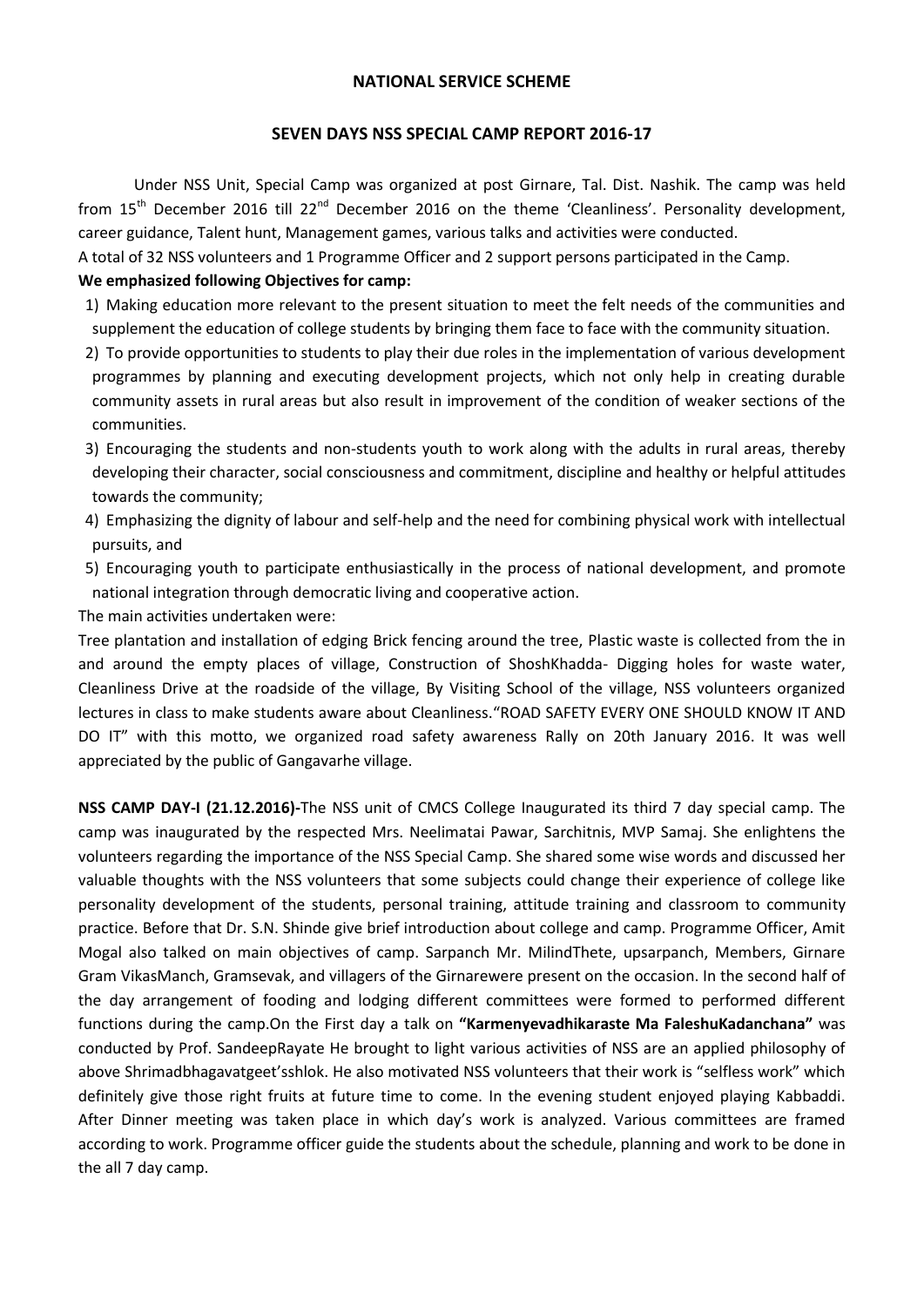## NATIONAL SERVICE SCHEME

### SEVEN DAYS NSS SPECIAL CAMP REPORT 2016-17

Under NSS Unit, Special Camp was organized at post Girnare, Tal. Dist. Nashik. The camp was held from 15th December 2016 till 22nd December 2016 on the theme 'Cleanliness'. Personality development, career guidance, Talent hunt, Management games, various talks and activities were conducted.

A total of 32 NSS volunteers and 1 Programme Officer and 2 support persons participated in the Camp.

**We emphasized following Objectives for camp:**

1) Making education more relevant to the present situation to meet the felt needs of the communities and supplement the education of college students by bringing them face to face with the community situation.
2) To provide opportunities to students to play their due roles in the implementation of various development programmes by planning and executing development projects, which not only help in creating durable community assets in rural areas but also result in improvement of the condition of weaker sections of the communities.
3) Encouraging the students and non-students youth to work along with the adults in rural areas, thereby developing their character, social consciousness and commitment, discipline and healthy or helpful attitudes towards the community;
4) Emphasizing the dignity of labour and self-help and the need for combining physical work with intellectual pursuits, and
5) Encouraging youth to participate enthusiastically in the process of national development, and promote national integration through democratic living and cooperative action.

The main activities undertaken were:

Tree plantation and installation of edging Brick fencing around the tree, Plastic waste is collected from the in and around the empty places of village, Construction of ShoshKhadda- Digging holes for waste water, Cleanliness Drive at the roadside of the village, By Visiting School of the village, NSS volunteers organized lectures in class to make students aware about Cleanliness."ROAD SAFETY EVERY ONE SHOULD KNOW IT AND DO IT" with this motto, we organized road safety awareness Rally on 20th January 2016. It was well appreciated by the public of Gangavarhe village.

**NSS CAMP DAY-I (21.12.2016)-**The NSS unit of CMCS College Inaugurated its third 7 day special camp. The camp was inaugurated by the respected Mrs. Neelimatai Pawar, Sarchitnis, MVP Samaj. She enlightens the volunteers regarding the importance of the NSS Special Camp. She shared some wise words and discussed her valuable thoughts with the NSS volunteers that some subjects could change their experience of college like personality development of the students, personal training, attitude training and classroom to community practice. Before that Dr. S.N. Shinde give brief introduction about college and camp. Programme Officer, Amit Mogal also talked on main objectives of camp. Sarpanch Mr. MilindThete, upsarpanch, Members, Girnare Gram VikasManch, Gramsevak, and villagers of the Girnarewere present on the occasion. In the second half of the day arrangement of fooding and lodging different committees were formed to performed different functions during the camp.On the First day a talk on **"Karmenyevadhikaraste Ma FaleshuKadanchana"** was conducted by Prof. SandeepRayate He brought to light various activities of NSS are an applied philosophy of above Shrimadbhagavatgeet'sshlok. He also motivated NSS volunteers that their work is "selfless work" which definitely give those right fruits at future time to come. In the evening student enjoyed playing Kabbaddi. After Dinner meeting was taken place in which day's work is analyzed. Various committees are framed according to work. Programme officer guide the students about the schedule, planning and work to be done in the all 7 day camp.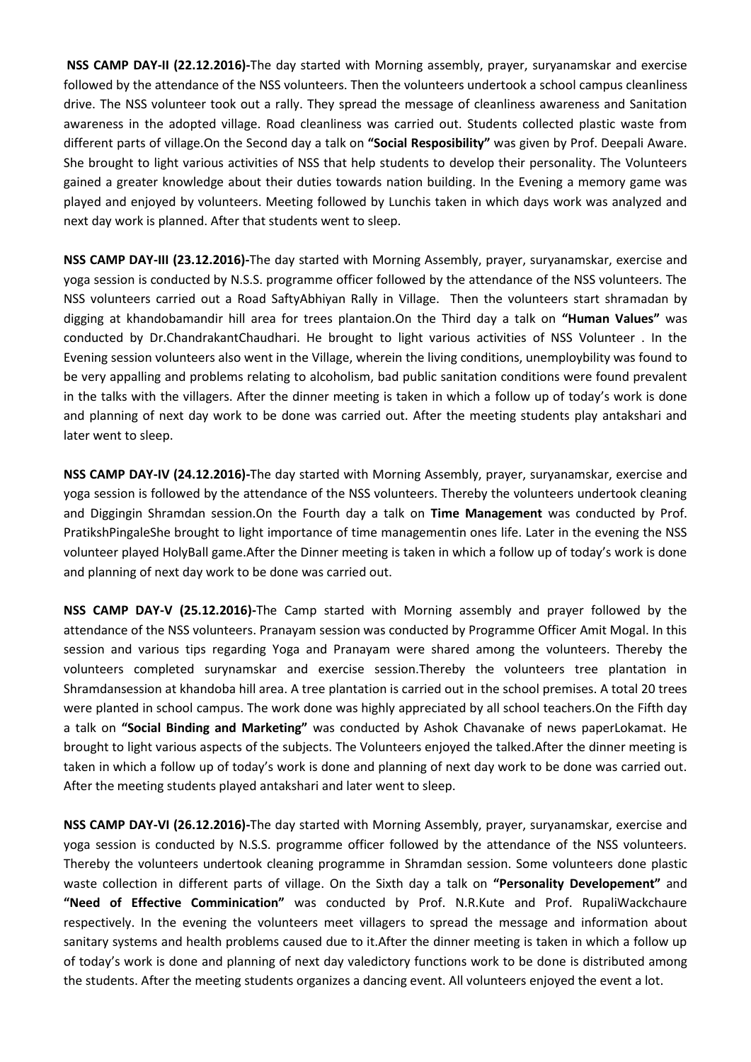**NSS CAMP DAY-II (22.12.2016)-**The day started with Morning assembly, prayer, suryanamskar and exercise followed by the attendance of the NSS volunteers. Then the volunteers undertook a school campus cleanliness drive. The NSS volunteer took out a rally. They spread the message of cleanliness awareness and Sanitation awareness in the adopted village. Road cleanliness was carried out. Students collected plastic waste from different parts of village.On the Second day a talk on **"Social Resposibility"** was given by Prof. Deepali Aware. She brought to light various activities of NSS that help students to develop their personality. The Volunteers gained a greater knowledge about their duties towards nation building. In the Evening a memory game was played and enjoyed by volunteers. Meeting followed by Lunchis taken in which days work was analyzed and next day work is planned. After that students went to sleep.

**NSS CAMP DAY-III (23.12.2016)-**The day started with Morning Assembly, prayer, suryanamskar, exercise and yoga session is conducted by N.S.S. programme officer followed by the attendance of the NSS volunteers. The NSS volunteers carried out a Road SaftyAbhiyan Rally in Village. Then the volunteers start shramadan by digging at khandobamandir hill area for trees plantaion.On the Third day a talk on **"Human Values"** was conducted by Dr.ChandrakantChaudhari. He brought to light various activities of NSS Volunteer . In the Evening session volunteers also went in the Village, wherein the living conditions, unemploybility was found to be very appalling and problems relating to alcoholism, bad public sanitation conditions were found prevalent in the talks with the villagers. After the dinner meeting is taken in which a follow up of today's work is done and planning of next day work to be done was carried out. After the meeting students play antakshari and later went to sleep.

**NSS CAMP DAY-IV (24.12.2016)-**The day started with Morning Assembly, prayer, suryanamskar, exercise and yoga session is followed by the attendance of the NSS volunteers. Thereby the volunteers undertook cleaning and Diggingin Shramdan session.On the Fourth day a talk on **Time Management** was conducted by Prof. PratikshPingaleShe brought to light importance of time managementin ones life. Later in the evening the NSS volunteer played HolyBall game.After the Dinner meeting is taken in which a follow up of today's work is done and planning of next day work to be done was carried out.

**NSS CAMP DAY-V (25.12.2016)-**The Camp started with Morning assembly and prayer followed by the attendance of the NSS volunteers. Pranayam session was conducted by Programme Officer Amit Mogal. In this session and various tips regarding Yoga and Pranayam were shared among the volunteers. Thereby the volunteers completed surynamskar and exercise session.Thereby the volunteers tree plantation in Shramdansession at khandoba hill area. A tree plantation is carried out in the school premises. A total 20 trees were planted in school campus. The work done was highly appreciated by all school teachers.On the Fifth day a talk on **"Social Binding and Marketing"** was conducted by Ashok Chavanake of news paperLokamat. He brought to light various aspects of the subjects. The Volunteers enjoyed the talked.After the dinner meeting is taken in which a follow up of today's work is done and planning of next day work to be done was carried out. After the meeting students played antakshari and later went to sleep.

**NSS CAMP DAY-VI (26.12.2016)-**The day started with Morning Assembly, prayer, suryanamskar, exercise and yoga session is conducted by N.S.S. programme officer followed by the attendance of the NSS volunteers. Thereby the volunteers undertook cleaning programme in Shramdan session. Some volunteers done plastic waste collection in different parts of village. On the Sixth day a talk on **"Personality Developement"** and **"Need of Effective Comminication"** was conducted by Prof. N.R.Kute and Prof. RupaliWackchaure respectively. In the evening the volunteers meet villagers to spread the message and information about sanitary systems and health problems caused due to it.After the dinner meeting is taken in which a follow up of today's work is done and planning of next day valedictory functions work to be done is distributed among the students. After the meeting students organizes a dancing event. All volunteers enjoyed the event a lot.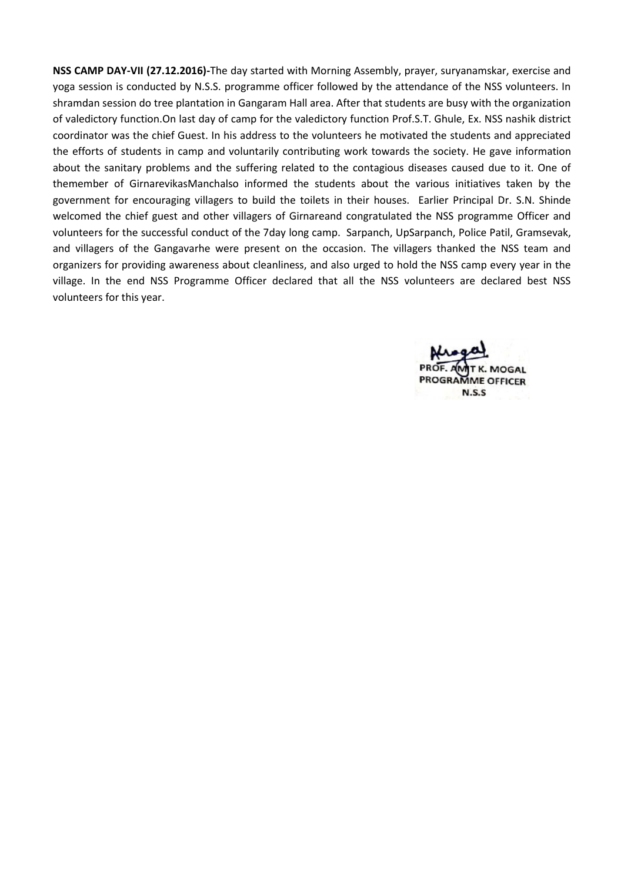**NSS CAMP DAY-VII (27.12.2016)-**The day started with Morning Assembly, prayer, suryanamskar, exercise and yoga session is conducted by N.S.S. programme officer followed by the attendance of the NSS volunteers. In shramdan session do tree plantation in Gangaram Hall area. After that students are busy with the organization of valedictory function.On last day of camp for the valedictory function Prof.S.T. Ghule, Ex. NSS nashik district coordinator was the chief Guest. In his address to the volunteers he motivated the students and appreciated the efforts of students in camp and voluntarily contributing work towards the society. He gave information about the sanitary problems and the suffering related to the contagious diseases caused due to it. One of themember of GirnarevikasManchalso informed the students about the various initiatives taken by the government for encouraging villagers to build the toilets in their houses. Earlier Principal Dr. S.N. Shinde welcomed the chief guest and other villagers of Girnareand congratulated the NSS programme Officer and volunteers for the successful conduct of the 7day long camp. Sarpanch, UpSarpanch, Police Patil, Gramsevak, and villagers of the Gangavarhe were present on the occasion. The villagers thanked the NSS team and organizers for providing awareness about cleanliness, and also urged to hold the NSS camp every year in the village. In the end NSS Programme Officer declared that all the NSS volunteers are declared best NSS volunteers for this year.

PROF. AMIT K. MOGAL
PROGRAMME OFFICER
N.S.S